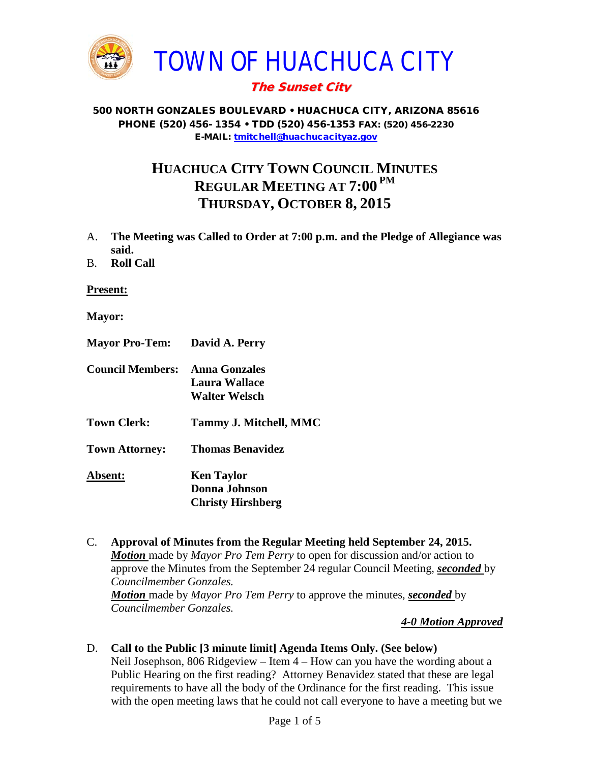# TOWN OF HUACHUCA CITY

***The Sunset City***

**500 NORTH GONZALES BOULEVARD • HUACHUCA CITY, ARIZONA 85616**
**PHONE (520) 456- 1354 • TDD (520) 456-1353 FAX: (520) 456-2230**
**E-MAIL: tmitchell@huachucacityaz.gov**

## HUACHUCA CITY TOWN COUNCIL MINUTES
## REGULAR MEETING AT 7:00 PM
## THURSDAY, OCTOBER 8, 2015

A. **The Meeting was Called to Order at 7:00 p.m. and the Pledge of Allegiance was said.**

B. **Roll Call**

**Present:**

**Mayor:**

**Mayor Pro-Tem:** **David A. Perry**

**Council Members:** **Anna Gonzales**
**Laura Wallace**
**Walter Welsch**

**Town Clerk:** **Tammy J. Mitchell, MMC**

**Town Attorney:** **Thomas Benavidez**

**Absent:** **Ken Taylor**
**Donna Johnson**
**Christy Hirshberg**

C. **Approval of Minutes from the Regular Meeting held September 24, 2015.**
***Motion*** made by *Mayor Pro Tem Perry* to open for discussion and/or action to approve the Minutes from the September 24 regular Council Meeting, ***seconded*** by *Councilmember Gonzales.*
***Motion*** made by *Mayor Pro Tem Perry* to approve the minutes, ***seconded*** by *Councilmember Gonzales.*

***4-0 Motion Approved***

D. **Call to the Public [3 minute limit] Agenda Items Only. (See below)**
Neil Josephson, 806 Ridgeview – Item 4 – How can you have the wording about a Public Hearing on the first reading? Attorney Benavidez stated that these are legal requirements to have all the body of the Ordinance for the first reading. This issue with the open meeting laws that he could not call everyone to have a meeting but we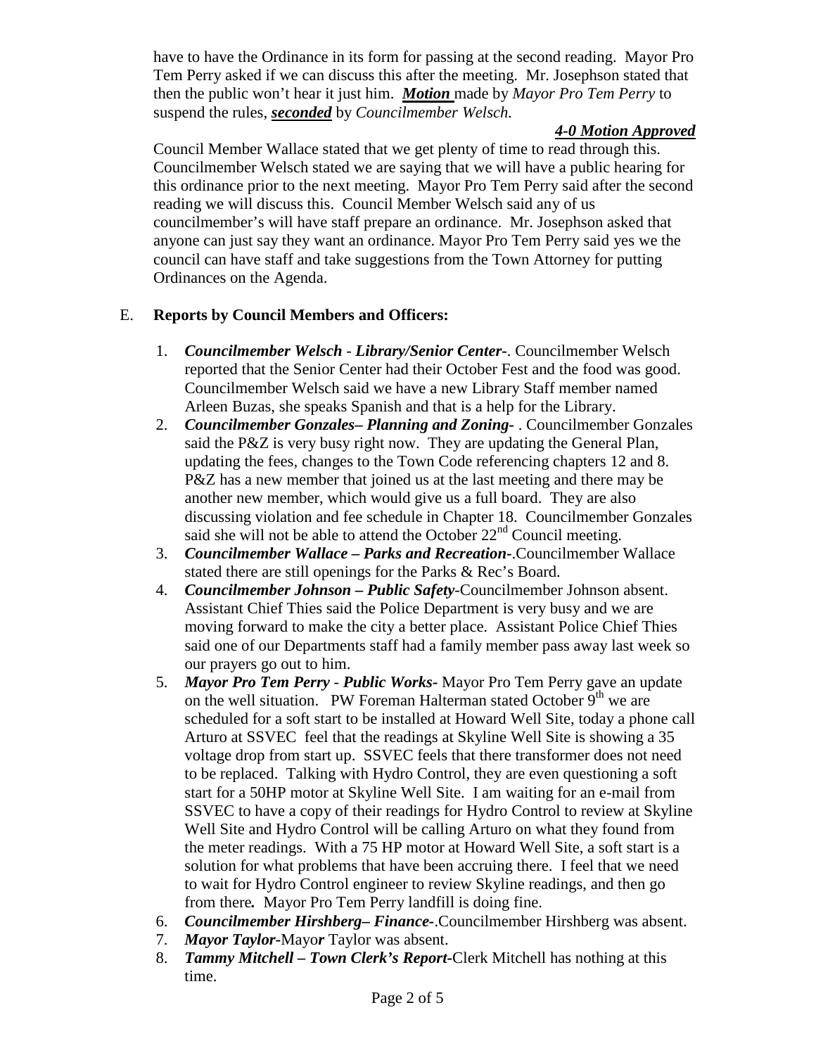have to have the Ordinance in its form for passing at the second reading. Mayor Pro Tem Perry asked if we can discuss this after the meeting. Mr. Josephson stated that then the public won't hear it just him. ***Motion*** made by *Mayor Pro Tem Perry* to suspend the rules, ***seconded*** by *Councilmember Welsch.*

***4-0 Motion Approved***

Council Member Wallace stated that we get plenty of time to read through this. Councilmember Welsch stated we are saying that we will have a public hearing for this ordinance prior to the next meeting. Mayor Pro Tem Perry said after the second reading we will discuss this. Council Member Welsch said any of us councilmember's will have staff prepare an ordinance. Mr. Josephson asked that anyone can just say they want an ordinance. Mayor Pro Tem Perry said yes we the council can have staff and take suggestions from the Town Attorney for putting Ordinances on the Agenda.

E. **Reports by Council Members and Officers:**

1. ***Councilmember Welsch - Library/Senior Center-***. Councilmember Welsch reported that the Senior Center had their October Fest and the food was good. Councilmember Welsch said we have a new Library Staff member named Arleen Buzas, she speaks Spanish and that is a help for the Library.
2. ***Councilmember Gonzales– Planning and Zoning-*** . Councilmember Gonzales said the P&Z is very busy right now. They are updating the General Plan, updating the fees, changes to the Town Code referencing chapters 12 and 8. P&Z has a new member that joined us at the last meeting and there may be another new member, which would give us a full board. They are also discussing violation and fee schedule in Chapter 18. Councilmember Gonzales said she will not be able to attend the October 22nd Council meeting.
3. ***Councilmember Wallace – Parks and Recreation-***.Councilmember Wallace stated there are still openings for the Parks & Rec's Board.
4. ***Councilmember Johnson – Public Safety-***Councilmember Johnson absent. Assistant Chief Thies said the Police Department is very busy and we are moving forward to make the city a better place. Assistant Police Chief Thies said one of our Departments staff had a family member pass away last week so our prayers go out to him.
5. ***Mayor Pro Tem Perry - Public Works-*** Mayor Pro Tem Perry gave an update on the well situation. PW Foreman Halterman stated October 9th we are scheduled for a soft start to be installed at Howard Well Site, today a phone call Arturo at SSVEC feel that the readings at Skyline Well Site is showing a 35 voltage drop from start up. SSVEC feels that there transformer does not need to be replaced. Talking with Hydro Control, they are even questioning a soft start for a 50HP motor at Skyline Well Site. I am waiting for an e-mail from SSVEC to have a copy of their readings for Hydro Control to review at Skyline Well Site and Hydro Control will be calling Arturo on what they found from the meter readings. With a 75 HP motor at Howard Well Site, a soft start is a solution for what problems that have been accruing there. I feel that we need to wait for Hydro Control engineer to review Skyline readings, and then go from there***.*** Mayor Pro Tem Perry landfill is doing fine.
6. ***Councilmember Hirshberg– Finance-***.Councilmember Hirshberg was absent.
7. ***Mayor Taylor-***Mayo***r*** Taylor was absent.
8. ***Tammy Mitchell – Town Clerk's Report-***Clerk Mitchell has nothing at this time.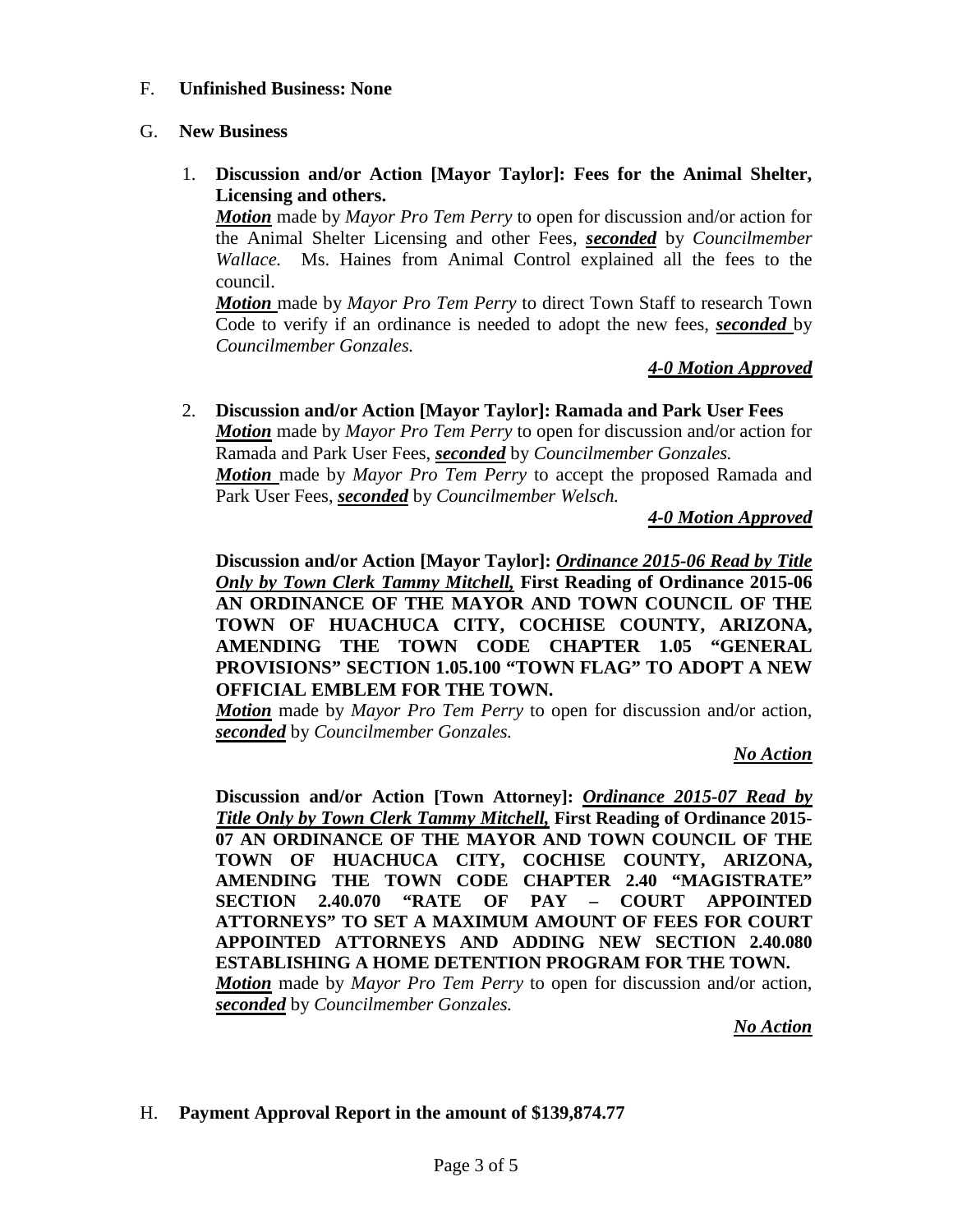F. **Unfinished Business: None**

G. **New Business**

1. **Discussion and/or Action [Mayor Taylor]: Fees for the Animal Shelter, Licensing and others.**
   ***Motion*** made by *Mayor Pro Tem Perry* to open for discussion and/or action for the Animal Shelter Licensing and other Fees, ***seconded*** by *Councilmember Wallace.* Ms. Haines from Animal Control explained all the fees to the council.
   ***Motion*** made by *Mayor Pro Tem Perry* to direct Town Staff to research Town Code to verify if an ordinance is needed to adopt the new fees, ***seconded*** by *Councilmember Gonzales.*

   ***4-0 Motion Approved***

2. **Discussion and/or Action [Mayor Taylor]: Ramada and Park User Fees**
   ***Motion*** made by *Mayor Pro Tem Perry* to open for discussion and/or action for Ramada and Park User Fees, ***seconded*** by *Councilmember Gonzales.*
   ***Motion*** made by *Mayor Pro Tem Perry* to accept the proposed Ramada and Park User Fees, ***seconded*** by *Councilmember Welsch.*

   ***4-0 Motion Approved***

   **Discussion and/or Action [Mayor Taylor]: *Ordinance 2015-06 Read by Title Only by Town Clerk Tammy Mitchell,* First Reading of Ordinance 2015-06 AN ORDINANCE OF THE MAYOR AND TOWN COUNCIL OF THE TOWN OF HUACHUCA CITY, COCHISE COUNTY, ARIZONA, AMENDING THE TOWN CODE CHAPTER 1.05 "GENERAL PROVISIONS" SECTION 1.05.100 "TOWN FLAG" TO ADOPT A NEW OFFICIAL EMBLEM FOR THE TOWN.**
   ***Motion*** made by *Mayor Pro Tem Perry* to open for discussion and/or action, ***seconded*** by *Councilmember Gonzales.*

   ***No Action***

   **Discussion and/or Action [Town Attorney]: *Ordinance 2015-07 Read by Title Only by Town Clerk Tammy Mitchell,* First Reading of Ordinance 2015-07 AN ORDINANCE OF THE MAYOR AND TOWN COUNCIL OF THE TOWN OF HUACHUCA CITY, COCHISE COUNTY, ARIZONA, AMENDING THE TOWN CODE CHAPTER 2.40 "MAGISTRATE" SECTION 2.40.070 "RATE OF PAY – COURT APPOINTED ATTORNEYS" TO SET A MAXIMUM AMOUNT OF FEES FOR COURT APPOINTED ATTORNEYS AND ADDING NEW SECTION 2.40.080 ESTABLISHING A HOME DETENTION PROGRAM FOR THE TOWN.**
   ***Motion*** made by *Mayor Pro Tem Perry* to open for discussion and/or action, ***seconded*** by *Councilmember Gonzales.*

   ***No Action***

H. **Payment Approval Report in the amount of $139,874.77**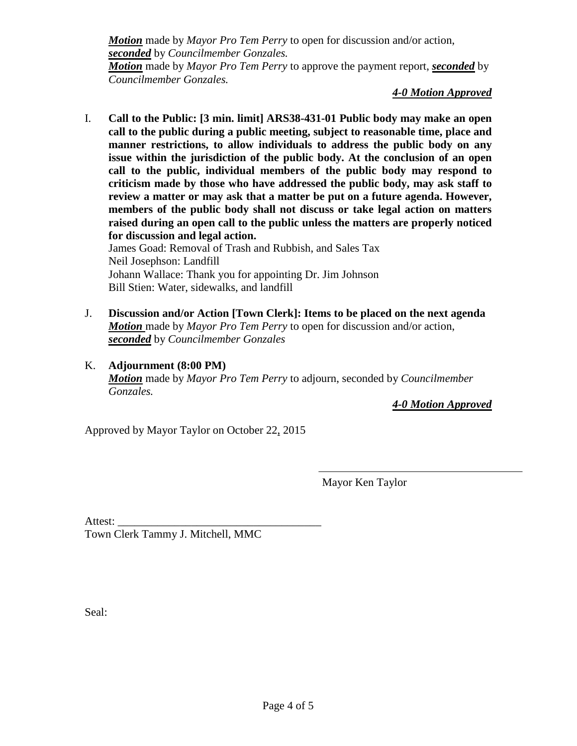***Motion*** made by *Mayor Pro Tem Perry* to open for discussion and/or action, ***seconded*** by *Councilmember Gonzales.*
***Motion*** made by *Mayor Pro Tem Perry* to approve the payment report, ***seconded*** by *Councilmember Gonzales.*

***4-0 Motion Approved***

I. **Call to the Public: [3 min. limit] ARS38-431-01 Public body may make an open call to the public during a public meeting, subject to reasonable time, place and manner restrictions, to allow individuals to address the public body on any issue within the jurisdiction of the public body. At the conclusion of an open call to the public, individual members of the public body may respond to criticism made by those who have addressed the public body, may ask staff to review a matter or may ask that a matter be put on a future agenda. However, members of the public body shall not discuss or take legal action on matters raised during an open call to the public unless the matters are properly noticed for discussion and legal action.**
James Goad: Removal of Trash and Rubbish, and Sales Tax
Neil Josephson: Landfill
Johann Wallace: Thank you for appointing Dr. Jim Johnson
Bill Stien: Water, sidewalks, and landfill

J. **Discussion and/or Action [Town Clerk]: Items to be placed on the next agenda**
***Motion*** made by *Mayor Pro Tem Perry* to open for discussion and/or action, ***seconded*** by *Councilmember Gonzales*

K. **Adjournment (8:00 PM)**
***Motion*** made by *Mayor Pro Tem Perry* to adjourn, seconded by *Councilmember Gonzales.*

***4-0 Motion Approved***

Approved by Mayor Taylor on October 22, 2015

_____________________________________
Mayor Ken Taylor

Attest: _____________________________________
Town Clerk Tammy J. Mitchell, MMC

Seal: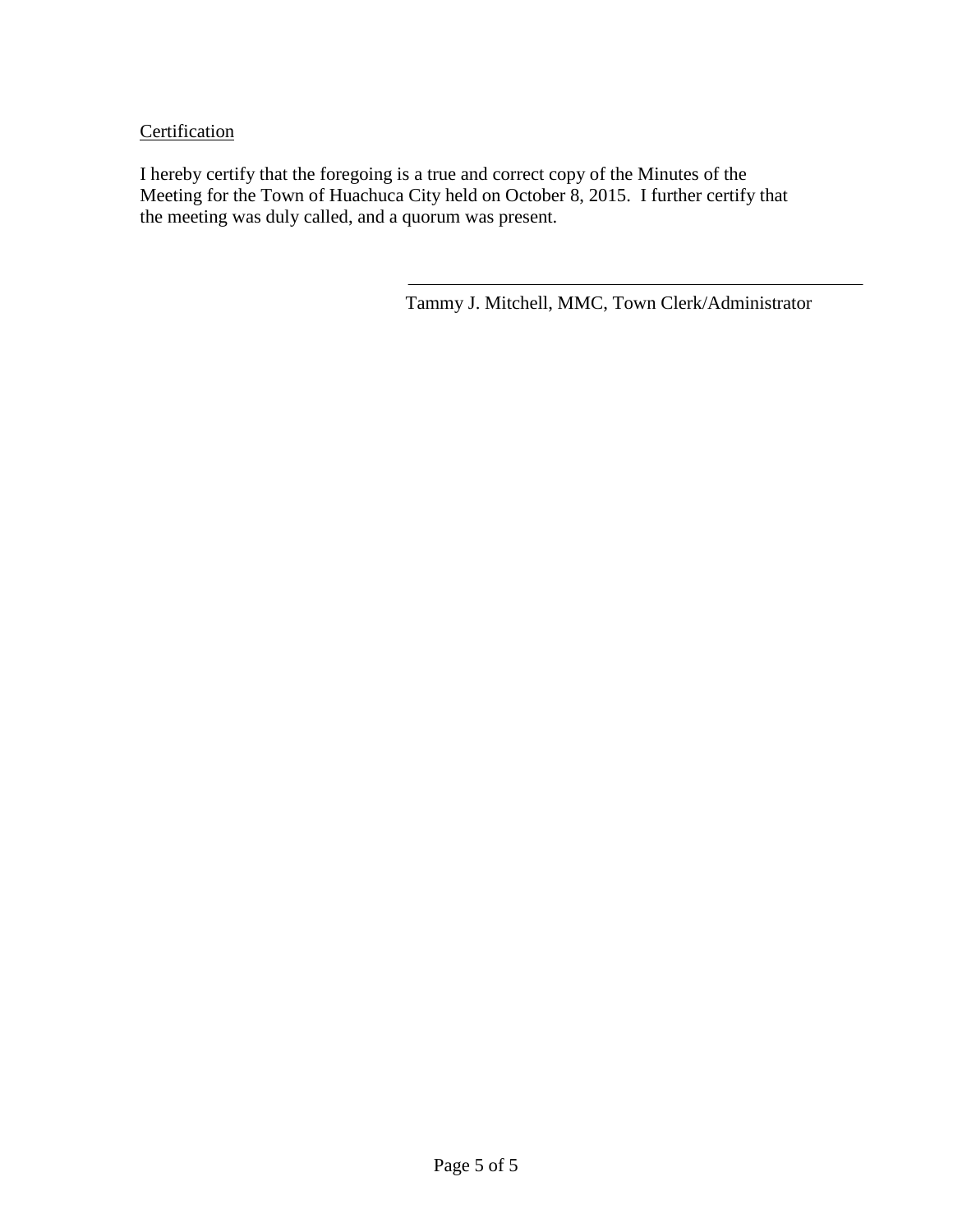Certification

I hereby certify that the foregoing is a true and correct copy of the Minutes of the Meeting for the Town of Huachuca City held on October 8, 2015. I further certify that the meeting was duly called, and a quorum was present.

\_\_\_\_\_\_\_\_\_\_\_\_\_\_\_\_\_\_\_\_\_\_\_\_\_\_\_\_\_\_\_\_\_\_\_\_\_\_\_\_\_\_\_\_

Tammy J. Mitchell, MMC, Town Clerk/Administrator